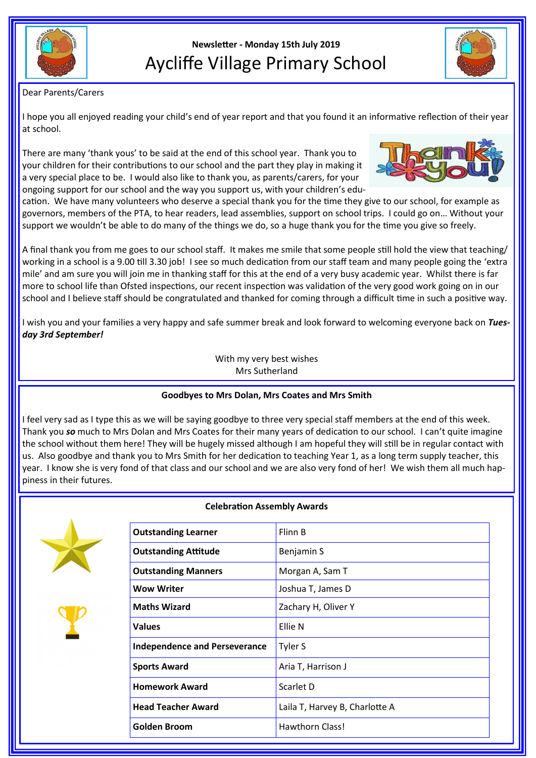Newsletter - Monday 15th July 2019

# Aycliffe Village Primary School

Dear Parents/Carers

I hope you all enjoyed reading your child's end of year report and that you found it an informative reflection of their year at school.

There are many 'thank yous' to be said at the end of this school year. Thank you to your children for their contributions to our school and the part they play in making it a very special place to be. I would also like to thank you, as parents/carers, for your ongoing support for our school and the way you support us, with your children's education. We have many volunteers who deserve a special thank you for the time they give to our school, for example as governors, members of the PTA, to hear readers, lead assemblies, support on school trips. I could go on… Without your support we wouldn't be able to do many of the things we do, so a huge thank you for the time you give so freely.

A final thank you from me goes to our school staff. It makes me smile that some people still hold the view that teaching/working in a school is a 9.00 till 3.30 job! I see so much dedication from our staff team and many people going the 'extra mile' and am sure you will join me in thanking staff for this at the end of a very busy academic year. Whilst there is far more to school life than Ofsted inspections, our recent inspection was validation of the very good work going on in our school and I believe staff should be congratulated and thanked for coming through a difficult time in such a positive way.

I wish you and your families a very happy and safe summer break and look forward to welcoming everyone back on ***Tuesday 3rd September!***

With my very best wishes
Mrs Sutherland

### Goodbyes to Mrs Dolan, Mrs Coates and Mrs Smith

I feel very sad as I type this as we will be saying goodbye to three very special staff members at the end of this week. Thank you ***so*** much to Mrs Dolan and Mrs Coates for their many years of dedication to our school. I can't quite imagine the school without them here! They will be hugely missed although I am hopeful they will still be in regular contact with us. Also goodbye and thank you to Mrs Smith for her dedication to teaching Year 1, as a long term supply teacher, this year. I know she is very fond of that class and our school and we are also very fond of her! We wish them all much happiness in their futures.

### Celebration Assembly Awards

| Award | Recipient(s) |
|---|---|
| **Outstanding Learner** | Flinn B |
| **Outstanding Attitude** | Benjamin S |
| **Outstanding Manners** | Morgan A, Sam T |
| **Wow Writer** | Joshua T, James D |
| **Maths Wizard** | Zachary H, Oliver Y |
| **Values** | Ellie N |
| **Independence and Perseverance** | Tyler S |
| **Sports Award** | Aria T, Harrison J |
| **Homework Award** | Scarlet D |
| **Head Teacher Award** | Laila T, Harvey B, Charlotte A |
| **Golden Broom** | Hawthorn Class! |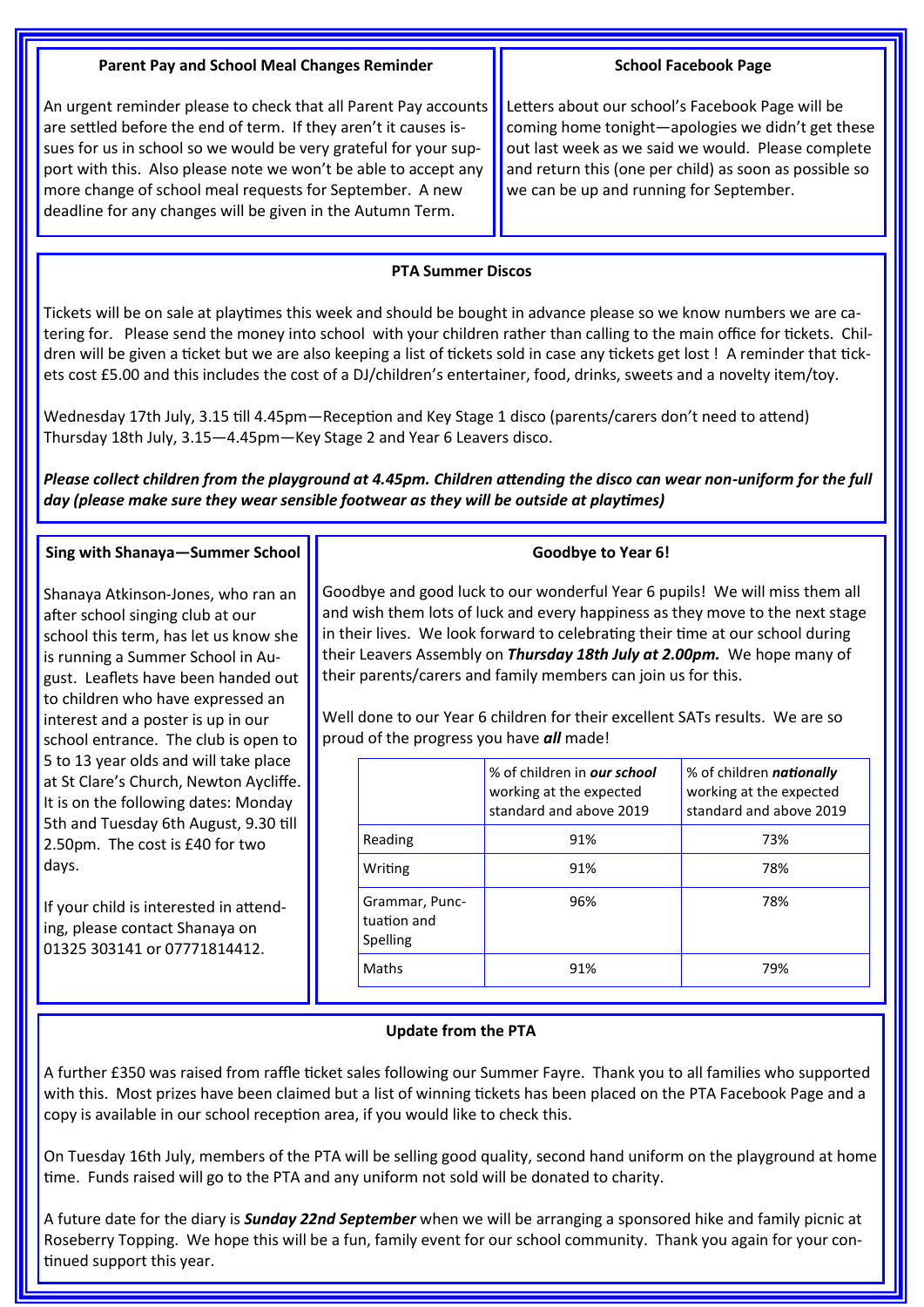### Parent Pay and School Meal Changes Reminder

An urgent reminder please to check that all Parent Pay accounts are settled before the end of term. If they aren't it causes issues for us in school so we would be very grateful for your support with this. Also please note we won't be able to accept any more change of school meal requests for September. A new deadline for any changes will be given in the Autumn Term.

### School Facebook Page

Letters about our school's Facebook Page will be coming home tonight—apologies we didn't get these out last week as we said we would. Please complete and return this (one per child) as soon as possible so we can be up and running for September.

### PTA Summer Discos

Tickets will be on sale at playtimes this week and should be bought in advance please so we know numbers we are catering for. Please send the money into school with your children rather than calling to the main office for tickets. Children will be given a ticket but we are also keeping a list of tickets sold in case any tickets get lost ! A reminder that tickets cost £5.00 and this includes the cost of a DJ/children's entertainer, food, drinks, sweets and a novelty item/toy.

Wednesday 17th July, 3.15 till 4.45pm—Reception and Key Stage 1 disco (parents/carers don't need to attend)
Thursday 18th July, 3.15—4.45pm—Key Stage 2 and Year 6 Leavers disco.

***Please collect children from the playground at 4.45pm. Children attending the disco can wear non-uniform for the full day (please make sure they wear sensible footwear as they will be outside at playtimes)***

### Sing with Shanaya—Summer School

Shanaya Atkinson-Jones, who ran an after school singing club at our school this term, has let us know she is running a Summer School in August. Leaflets have been handed out to children who have expressed an interest and a poster is up in our school entrance. The club is open to 5 to 13 year olds and will take place at St Clare's Church, Newton Aycliffe. It is on the following dates: Monday 5th and Tuesday 6th August, 9.30 till 2.50pm. The cost is £40 for two days.

If your child is interested in attending, please contact Shanaya on 01325 303141 or 07771814412.

### Goodbye to Year 6!

Goodbye and good luck to our wonderful Year 6 pupils! We will miss them all and wish them lots of luck and every happiness as they move to the next stage in their lives. We look forward to celebrating their time at our school during their Leavers Assembly on ***Thursday 18th July at 2.00pm.*** We hope many of their parents/carers and family members can join us for this.

Well done to our Year 6 children for their excellent SATs results. We are so proud of the progress you have ***all*** made!

| | % of children in ***our school*** working at the expected standard and above 2019 | % of children ***nationally*** working at the expected standard and above 2019 |
|---|---|---|
| Reading | 91% | 73% |
| Writing | 91% | 78% |
| Grammar, Punctuation and Spelling | 96% | 78% |
| Maths | 91% | 79% |

### Update from the PTA

A further £350 was raised from raffle ticket sales following our Summer Fayre. Thank you to all families who supported with this. Most prizes have been claimed but a list of winning tickets has been placed on the PTA Facebook Page and a copy is available in our school reception area, if you would like to check this.

On Tuesday 16th July, members of the PTA will be selling good quality, second hand uniform on the playground at home time. Funds raised will go to the PTA and any uniform not sold will be donated to charity.

A future date for the diary is ***Sunday 22nd September*** when we will be arranging a sponsored hike and family picnic at Roseberry Topping. We hope this will be a fun, family event for our school community. Thank you again for your continued support this year.